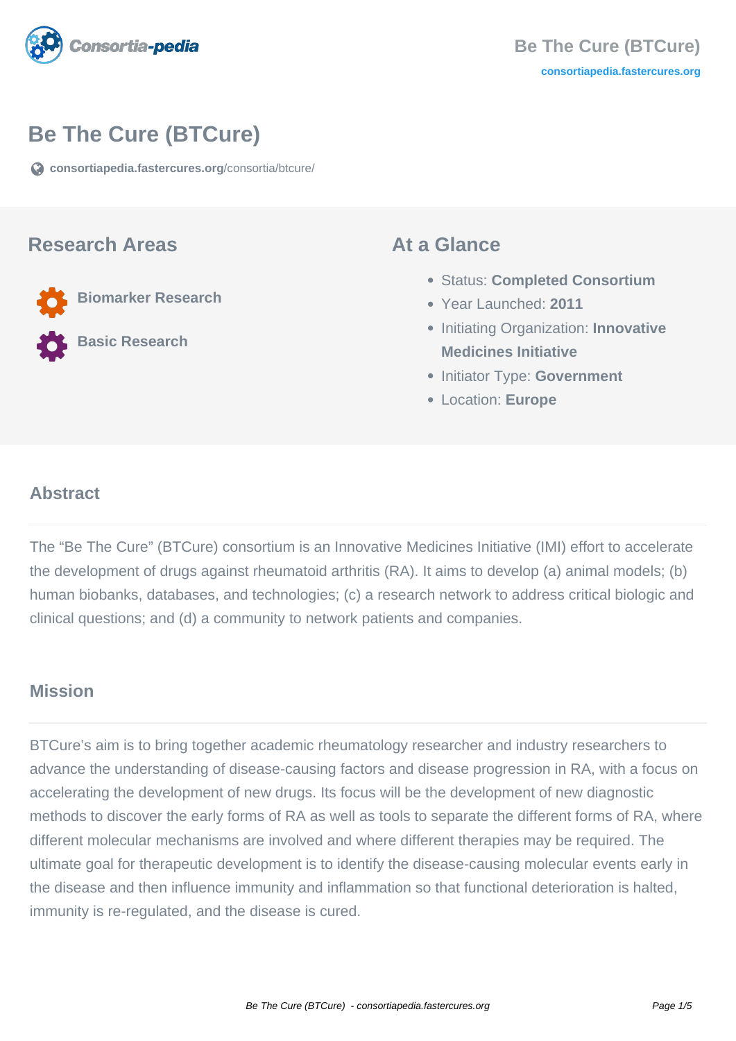# Be The Cure (BTCure)

consortiapedia.fastercures.org/consortia/btcure/

## Research Areas

- Biomarker Research
- Basic Research

## At a Glance

- Status: **Completed Consortium**
- Year Launched: **2011**
- Initiating Organization: **Innovative Medicines Initiative**
- Initiator Type: **Government**
- Location: **Europe**

## Abstract

The "Be The Cure" (BTCure) consortium is an Innovative Medicines Initiative (IMI) effort to accelerate the development of drugs against rheumatoid arthritis (RA). It aims to develop (a) animal models; (b) human biobanks, databases, and technologies; (c) a research network to address critical biologic and clinical questions; and (d) a community to network patients and companies.

## Mission

BTCure's aim is to bring together academic rheumatology researcher and industry researchers to advance the understanding of disease-causing factors and disease progression in RA, with a focus on accelerating the development of new drugs. Its focus will be the development of new diagnostic methods to discover the early forms of RA as well as tools to separate the different forms of RA, where different molecular mechanisms are involved and where different therapies may be required. The ultimate goal for therapeutic development is to identify the disease-causing molecular events early in the disease and then influence immunity and inflammation so that functional deterioration is halted, immunity is re-regulated, and the disease is cured.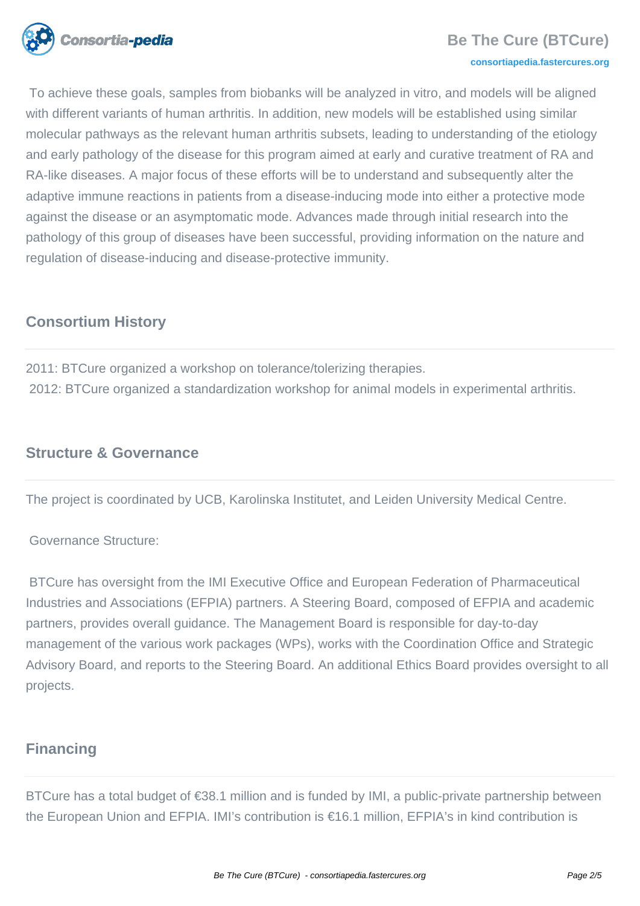To achieve these goals, samples from biobanks will be analyzed in vitro, and models will be aligned with different variants of human arthritis. In addition, new models will be established using similar molecular pathways as the relevant human arthritis subsets, leading to understanding of the etiology and early pathology of the disease for this program aimed at early and curative treatment of RA and RA-like diseases. A major focus of these efforts will be to understand and subsequently alter the adaptive immune reactions in patients from a disease-inducing mode into either a protective mode against the disease or an asymptomatic mode. Advances made through initial research into the pathology of this group of diseases have been successful, providing information on the nature and regulation of disease-inducing and disease-protective immunity.

## Consortium History

2011: BTCure organized a workshop on tolerance/tolerizing therapies.
2012: BTCure organized a standardization workshop for animal models in experimental arthritis.

## Structure & Governance

The project is coordinated by UCB, Karolinska Institutet, and Leiden University Medical Centre.

Governance Structure:

BTCure has oversight from the IMI Executive Office and European Federation of Pharmaceutical Industries and Associations (EFPIA) partners. A Steering Board, composed of EFPIA and academic partners, provides overall guidance. The Management Board is responsible for day-to-day management of the various work packages (WPs), works with the Coordination Office and Strategic Advisory Board, and reports to the Steering Board. An additional Ethics Board provides oversight to all projects.

## Financing

BTCure has a total budget of €38.1 million and is funded by IMI, a public-private partnership between the European Union and EFPIA. IMI's contribution is €16.1 million, EFPIA's in kind contribution is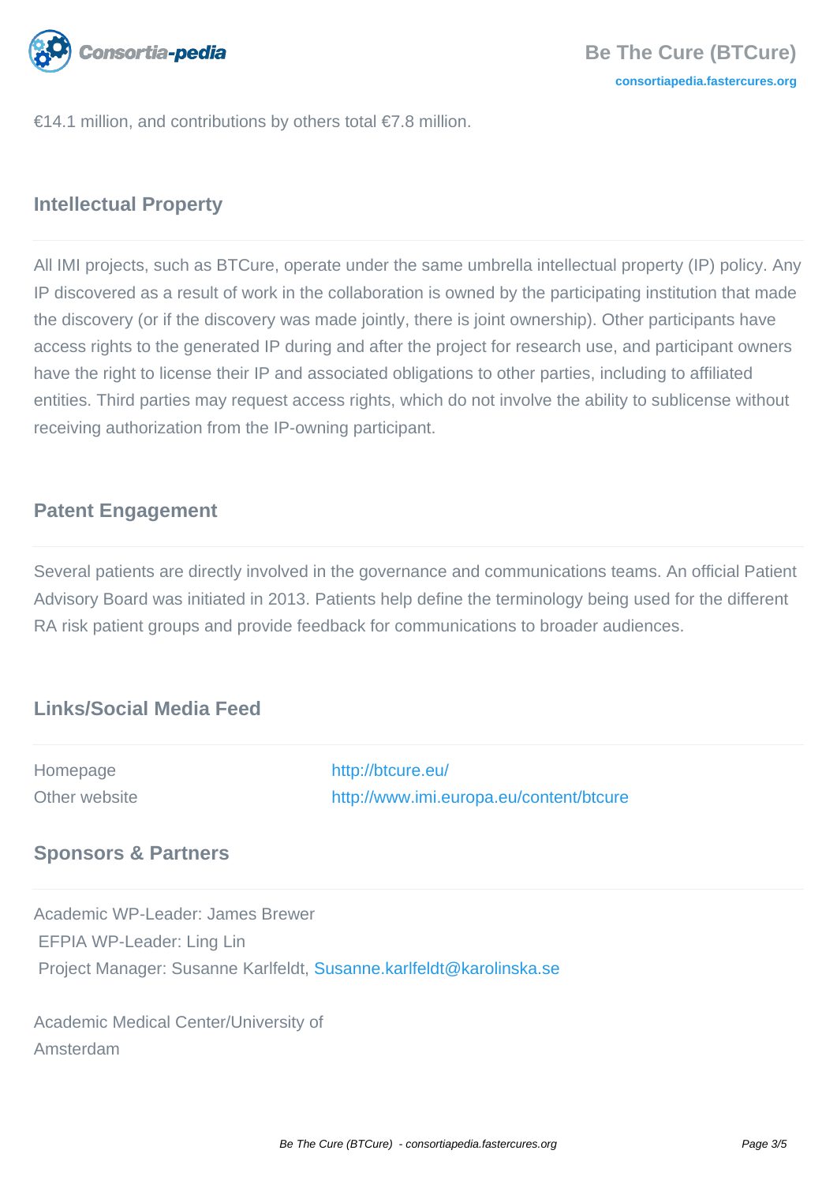€14.1 million, and contributions by others total €7.8 million.

## Intellectual Property

All IMI projects, such as BTCure, operate under the same umbrella intellectual property (IP) policy. Any IP discovered as a result of work in the collaboration is owned by the participating institution that made the discovery (or if the discovery was made jointly, there is joint ownership). Other participants have access rights to the generated IP during and after the project for research use, and participant owners have the right to license their IP and associated obligations to other parties, including to affiliated entities. Third parties may request access rights, which do not involve the ability to sublicense without receiving authorization from the IP-owning participant.

## Patent Engagement

Several patients are directly involved in the governance and communications teams. An official Patient Advisory Board was initiated in 2013. Patients help define the terminology being used for the different RA risk patient groups and provide feedback for communications to broader audiences.

## Links/Social Media Feed

| | |
|---|---|
| Homepage | http://btcure.eu/ |
| Other website | http://www.imi.europa.eu/content/btcure |

## Sponsors & Partners

Academic WP-Leader: James Brewer
EFPIA WP-Leader: Ling Lin
Project Manager: Susanne Karlfeldt, Susanne.karlfeldt@karolinska.se

Academic Medical Center/University of Amsterdam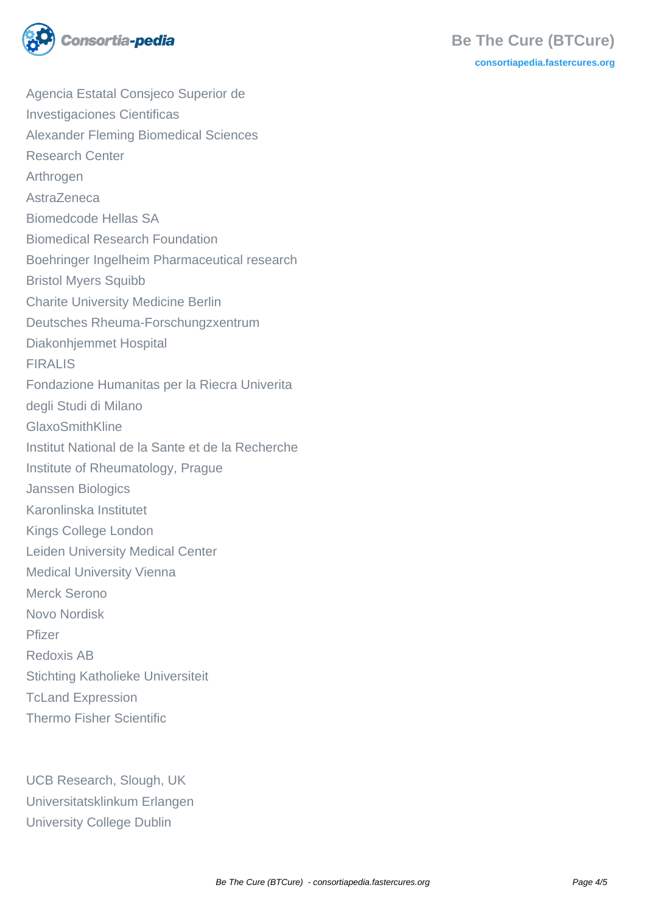Agencia Estatal Consjeco Superior de Investigaciones Cientificas
Alexander Fleming Biomedical Sciences Research Center
Arthrogen
AstraZeneca
Biomedcode Hellas SA
Biomedical Research Foundation
Boehringer Ingelheim Pharmaceutical research
Bristol Myers Squibb
Charite University Medicine Berlin
Deutsches Rheuma-Forschungzxentrum
Diakonhjemmet Hospital
FIRALIS
Fondazione Humanitas per la Riecra Univerita degli Studi di Milano
GlaxoSmithKline
Institut National de la Sante et de la Recherche
Institute of Rheumatology, Prague
Janssen Biologics
Karonlinska Institutet
Kings College London
Leiden University Medical Center
Medical University Vienna
Merck Serono
Novo Nordisk
Pfizer
Redoxis AB
Stichting Katholieke Universiteit
TcLand Expression
Thermo Fisher Scientific

UCB Research, Slough, UK
Universitatsklinkum Erlangen
University College Dublin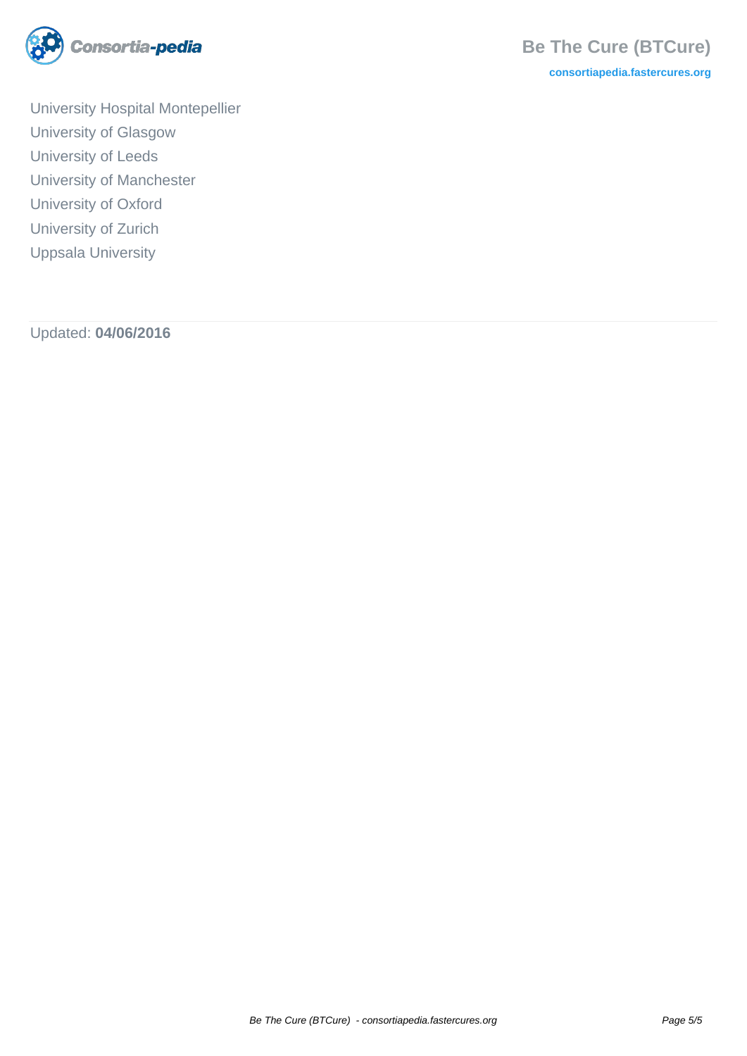University Hospital Montepellier
University of Glasgow
University of Leeds
University of Manchester
University of Oxford
University of Zurich
Uppsala University

---

Updated: **04/06/2016**